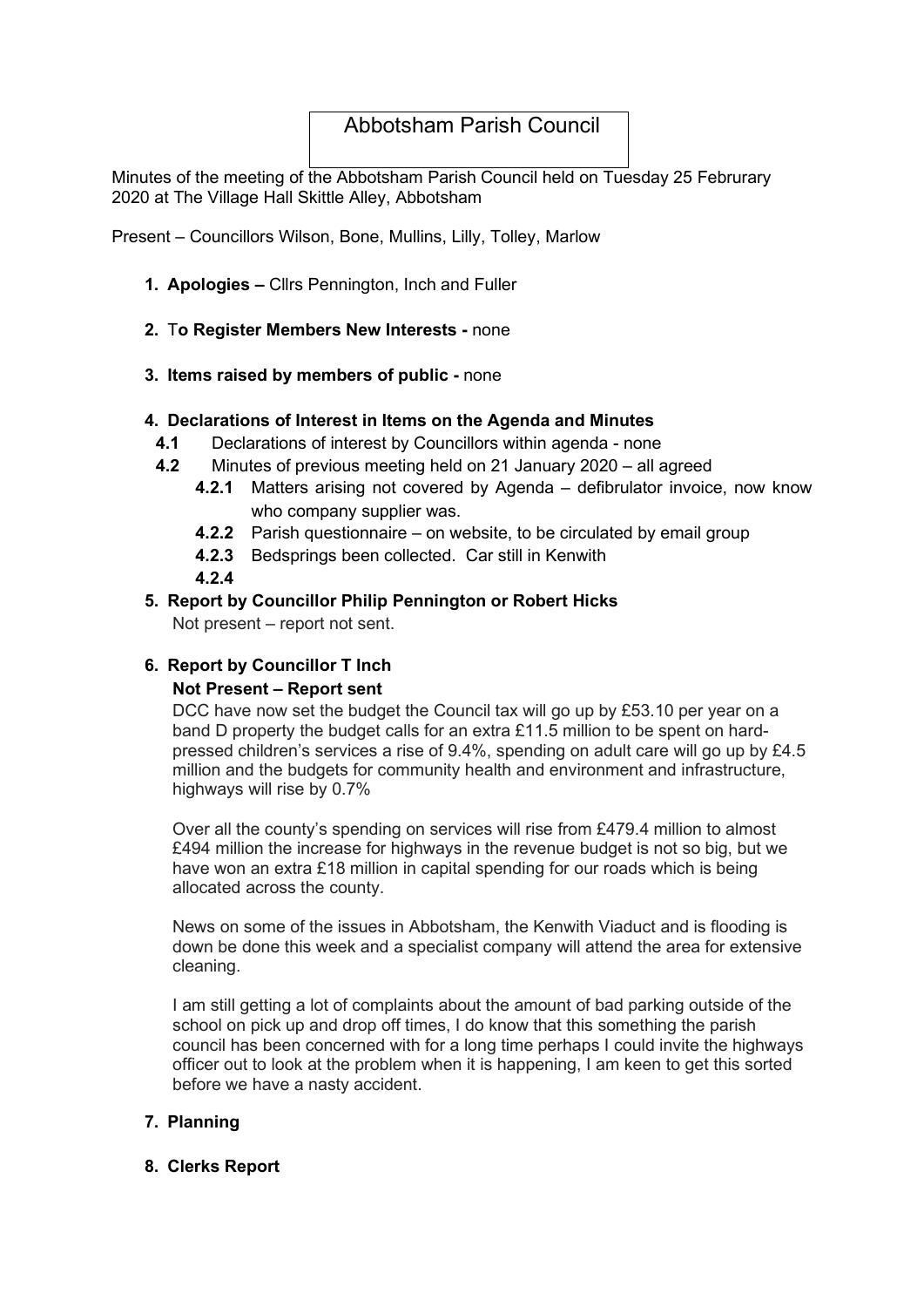# Abbotsham Parish Council

Minutes of the meeting of the Abbotsham Parish Council held on Tuesday 25 Februrary 2020 at The Village Hall Skittle Alley, Abbotsham

Present – Councillors Wilson, Bone, Mullins, Lilly, Tolley, Marlow

1. **Apologies –** Cllrs Pennington, Inch and Fuller

2. T**o Register Members New Interests -** none

3. **Items raised by members of public -** none

4. **Declarations of Interest in Items on the Agenda and Minutes**
   - **4.1** Declarations of interest by Councillors within agenda - none
   - **4.2** Minutes of previous meeting held on 21 January 2020 – all agreed
     - **4.2.1** Matters arising not covered by Agenda – defibrulator invoice, now know who company supplier was.
     - **4.2.2** Parish questionnaire – on website, to be circulated by email group
     - **4.2.3** Bedsprings been collected. Car still in Kenwith
     - **4.2.4**

5. **Report by Councillor Philip Pennington or Robert Hicks**

   Not present – report not sent.

6. **Report by Councillor T Inch**

   **Not Present – Report sent**

   DCC have now set the budget the Council tax will go up by £53.10 per year on a band D property the budget calls for an extra £11.5 million to be spent on hard-pressed children's services a rise of 9.4%, spending on adult care will go up by £4.5 million and the budgets for community health and environment and infrastructure, highways will rise by 0.7%

   Over all the county's spending on services will rise from £479.4 million to almost £494 million the increase for highways in the revenue budget is not so big, but we have won an extra £18 million in capital spending for our roads which is being allocated across the county.

   News on some of the issues in Abbotsham, the Kenwith Viaduct and is flooding is down be done this week and a specialist company will attend the area for extensive cleaning.

   I am still getting a lot of complaints about the amount of bad parking outside of the school on pick up and drop off times, I do know that this something the parish council has been concerned with for a long time perhaps I could invite the highways officer out to look at the problem when it is happening, I am keen to get this sorted before we have a nasty accident.

7. **Planning**

8. **Clerks Report**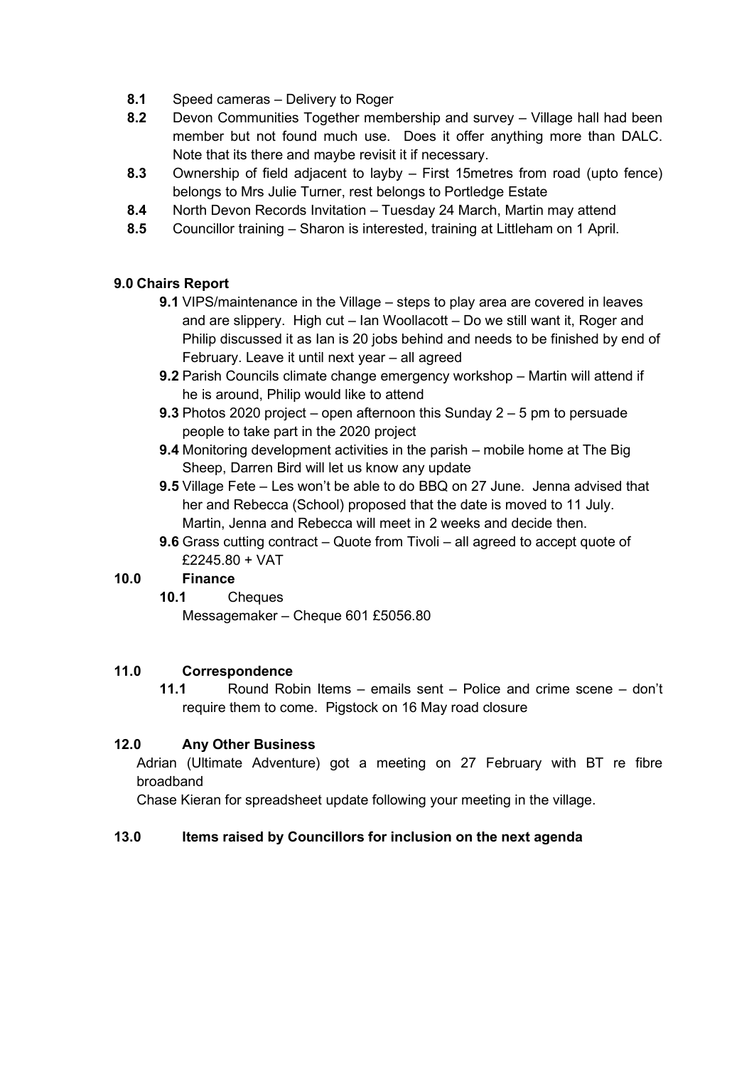- **8.1** Speed cameras – Delivery to Roger
- **8.2** Devon Communities Together membership and survey – Village hall had been member but not found much use. Does it offer anything more than DALC. Note that its there and maybe revisit it if necessary.
- **8.3** Ownership of field adjacent to layby – First 15metres from road (upto fence) belongs to Mrs Julie Turner, rest belongs to Portledge Estate
- **8.4** North Devon Records Invitation – Tuesday 24 March, Martin may attend
- **8.5** Councillor training – Sharon is interested, training at Littleham on 1 April.

**9.0 Chairs Report**

- **9.1** VIPS/maintenance in the Village – steps to play area are covered in leaves and are slippery. High cut – Ian Woollacott – Do we still want it, Roger and Philip discussed it as Ian is 20 jobs behind and needs to be finished by end of February. Leave it until next year – all agreed
- **9.2** Parish Councils climate change emergency workshop – Martin will attend if he is around, Philip would like to attend
- **9.3** Photos 2020 project – open afternoon this Sunday 2 – 5 pm to persuade people to take part in the 2020 project
- **9.4** Monitoring development activities in the parish – mobile home at The Big Sheep, Darren Bird will let us know any update
- **9.5** Village Fete – Les won't be able to do BBQ on 27 June. Jenna advised that her and Rebecca (School) proposed that the date is moved to 11 July. Martin, Jenna and Rebecca will meet in 2 weeks and decide then.
- **9.6** Grass cutting contract – Quote from Tivoli – all agreed to accept quote of £2245.80 + VAT

**10.0 Finance**

**10.1** Cheques

Messagemaker – Cheque 601 £5056.80

**11.0 Correspondence**

**11.1** Round Robin Items – emails sent – Police and crime scene – don't require them to come. Pigstock on 16 May road closure

**12.0 Any Other Business**

Adrian (Ultimate Adventure) got a meeting on 27 February with BT re fibre broadband

Chase Kieran for spreadsheet update following your meeting in the village.

**13.0 Items raised by Councillors for inclusion on the next agenda**